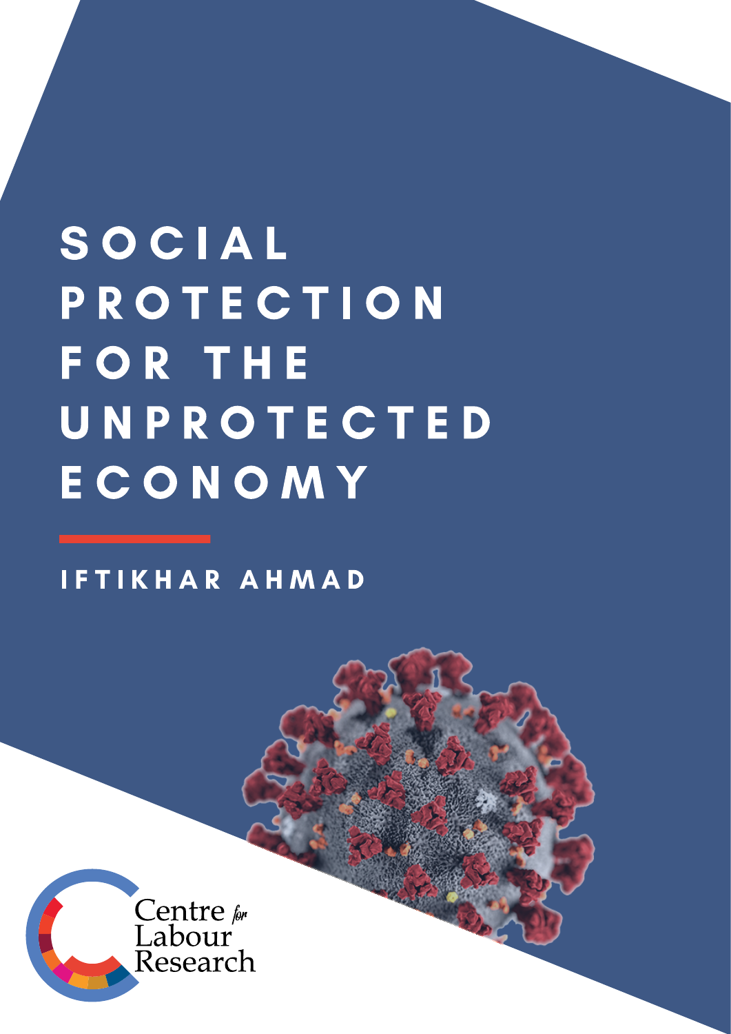# SOCIAL PROTECTION FOR THE UNPROTECTED ECONOMY

IFTIKHAR AHMAD

Centre for Labour Research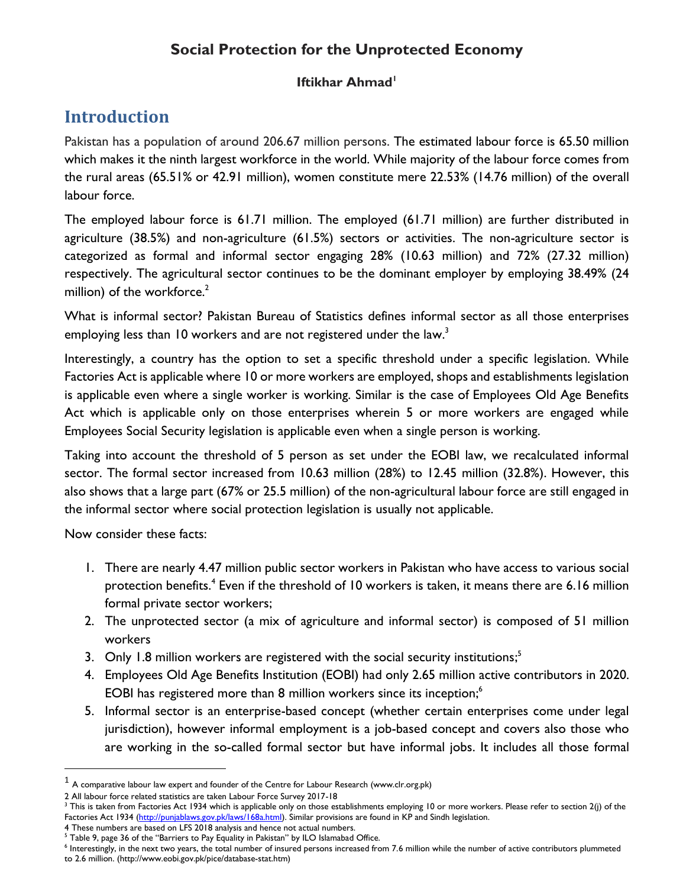## Social Protection for the Unprotected Economy

**Iftikhar Ahmad**[1]

# Introduction

Pakistan has a population of around 206.67 million persons. The estimated labour force is 65.50 million which makes it the ninth largest workforce in the world. While majority of the labour force comes from the rural areas (65.51% or 42.91 million), women constitute mere 22.53% (14.76 million) of the overall labour force.

The employed labour force is 61.71 million. The employed (61.71 million) are further distributed in agriculture (38.5%) and non-agriculture (61.5%) sectors or activities. The non-agriculture sector is categorized as formal and informal sector engaging 28% (10.63 million) and 72% (27.32 million) respectively. The agricultural sector continues to be the dominant employer by employing 38.49% (24 million) of the workforce.[2]

What is informal sector? Pakistan Bureau of Statistics defines informal sector as all those enterprises employing less than 10 workers and are not registered under the law.[3]

Interestingly, a country has the option to set a specific threshold under a specific legislation. While Factories Act is applicable where 10 or more workers are employed, shops and establishments legislation is applicable even where a single worker is working. Similar is the case of Employees Old Age Benefits Act which is applicable only on those enterprises wherein 5 or more workers are engaged while Employees Social Security legislation is applicable even when a single person is working.

Taking into account the threshold of 5 person as set under the EOBI law, we recalculated informal sector. The formal sector increased from 10.63 million (28%) to 12.45 million (32.8%). However, this also shows that a large part (67% or 25.5 million) of the non-agricultural labour force are still engaged in the informal sector where social protection legislation is usually not applicable.

Now consider these facts:

1. There are nearly 4.47 million public sector workers in Pakistan who have access to various social protection benefits.[4] Even if the threshold of 10 workers is taken, it means there are 6.16 million formal private sector workers;
2. The unprotected sector (a mix of agriculture and informal sector) is composed of 51 million workers
3. Only 1.8 million workers are registered with the social security institutions;[5]
4. Employees Old Age Benefits Institution (EOBI) had only 2.65 million active contributors in 2020. EOBI has registered more than 8 million workers since its inception;[6]
5. Informal sector is an enterprise-based concept (whether certain enterprises come under legal jurisdiction), however informal employment is a job-based concept and covers also those who are working in the so-called formal sector but have informal jobs. It includes all those formal

---

[1] A comparative labour law expert and founder of the Centre for Labour Research (www.clr.org.pk)

[2] All labour force related statistics are taken Labour Force Survey 2017-18

[3] This is taken from Factories Act 1934 which is applicable only on those establishments employing 10 or more workers. Please refer to section 2(j) of the Factories Act 1934 (http://punjablaws.gov.pk/laws/168a.html). Similar provisions are found in KP and Sindh legislation.

[4] These numbers are based on LFS 2018 analysis and hence not actual numbers.

[5] Table 9, page 36 of the "Barriers to Pay Equality in Pakistan" by ILO Islamabad Office.

[6] Interestingly, in the next two years, the total number of insured persons increased from 7.6 million while the number of active contributors plummeted to 2.6 million. (http://www.eobi.gov.pk/pice/database-stat.htm)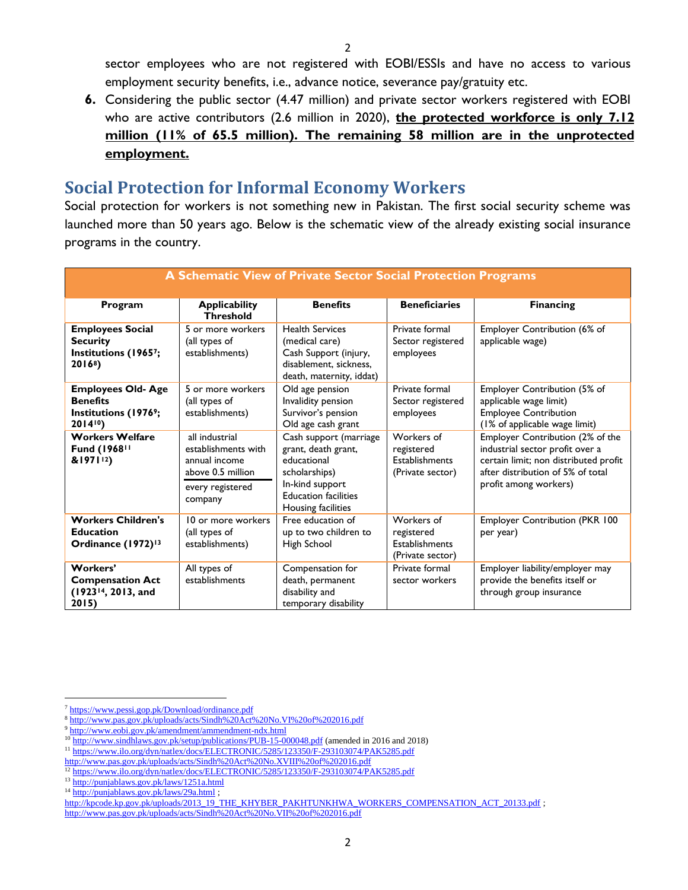sector employees who are not registered with EOBI/ESSIs and have no access to various employment security benefits, i.e., advance notice, severance pay/gratuity etc.

6. Considering the public sector (4.47 million) and private sector workers registered with EOBI who are active contributors (2.6 million in 2020), **the protected workforce is only 7.12 million (11% of 65.5 million). The remaining 58 million are in the unprotected employment.**

## Social Protection for Informal Economy Workers

Social protection for workers is not something new in Pakistan. The first social security scheme was launched more than 50 years ago. Below is the schematic view of the already existing social insurance programs in the country.

| A Schematic View of Private Sector Social Protection Programs | | | | |
|---|---|---|---|---|
| **Program** | **Applicability Threshold** | **Benefits** | **Beneficiaries** | **Financing** |
| **Employees Social Security Institutions (1965[7]; 2016[8])** | 5 or more workers (all types of establishments) | Health Services (medical care)<br>Cash Support (injury, disablement, sickness, death, maternity, iddat) | Private formal Sector registered employees | Employer Contribution (6% of applicable wage) |
| **Employees Old- Age Benefits Institutions (1976[9]; 2014[10])** | 5 or more workers (all types of establishments) | Old age pension<br>Invalidity pension<br>Survivor's pension<br>Old age cash grant | Private formal Sector registered employees | Employer Contribution (5% of applicable wage limit)<br>Employee Contribution (1% of applicable wage limit) |
| **Workers Welfare Fund (1968[11] &1971[12])** | all industrial establishments with annual income above 0.5 million<br>every registered company | Cash support (marriage grant, death grant, educational scholarships)<br>In-kind support<br>Education facilities<br>Housing facilities | Workers of registered Establishments (Private sector) | Employer Contribution (2% of the industrial sector profit over a certain limit; non distributed profit after distribution of 5% of total profit among workers) |
| **Workers Children's Education Ordinance (1972)[13]** | 10 or more workers (all types of establishments) | Free education of up to two children to High School | Workers of registered Establishments (Private sector) | Employer Contribution (PKR 100 per year) |
| **Workers' Compensation Act (1923[14], 2013, and 2015)** | All types of establishments | Compensation for death, permanent disability and temporary disability | Private formal sector workers | Employer liability/employer may provide the benefits itself or through group insurance |

---

[7] https://www.pessi.gop.pk/Download/ordinance.pdf
[8] http://www.pas.gov.pk/uploads/acts/Sindh%20Act%20No.VI%20of%202016.pdf
[9] http://www.eobi.gov.pk/amendment/ammendment-ndx.html
[10] http://www.sindhlaws.gov.pk/setup/publications/PUB-15-000048.pdf (amended in 2016 and 2018)
[11] https://www.ilo.org/dyn/natlex/docs/ELECTRONIC/5285/123350/F-293103074/PAK5285.pdf
http://www.pas.gov.pk/uploads/acts/Sindh%20Act%20No.XVIII%20of%202016.pdf
[12] https://www.ilo.org/dyn/natlex/docs/ELECTRONIC/5285/123350/F-293103074/PAK5285.pdf
[13] http://punjablaws.gov.pk/laws/1251a.html
[14] http://punjablaws.gov.pk/laws/29a.html ;
http://kpcode.kp.gov.pk/uploads/2013_19_THE_KHYBER_PAKHTUNKHWA_WORKERS_COMPENSATION_ACT_20133.pdf ;
http://www.pas.gov.pk/uploads/acts/Sindh%20Act%20No.VII%20of%202016.pdf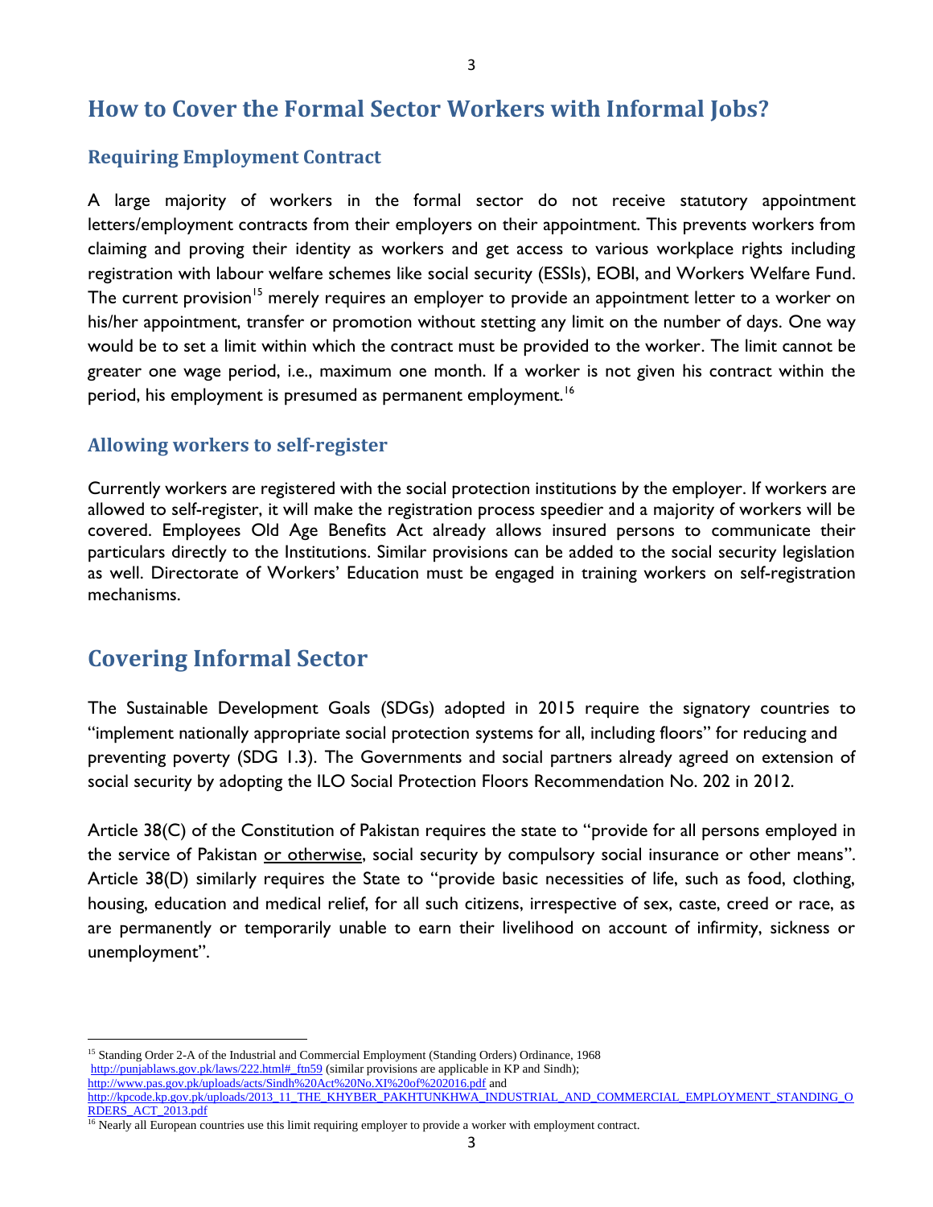## How to Cover the Formal Sector Workers with Informal Jobs?

### Requiring Employment Contract

A large majority of workers in the formal sector do not receive statutory appointment letters/employment contracts from their employers on their appointment. This prevents workers from claiming and proving their identity as workers and get access to various workplace rights including registration with labour welfare schemes like social security (ESSIs), EOBI, and Workers Welfare Fund. The current provision[15] merely requires an employer to provide an appointment letter to a worker on his/her appointment, transfer or promotion without stetting any limit on the number of days. One way would be to set a limit within which the contract must be provided to the worker. The limit cannot be greater one wage period, i.e., maximum one month. If a worker is not given his contract within the period, his employment is presumed as permanent employment.[16]

### Allowing workers to self-register

Currently workers are registered with the social protection institutions by the employer. If workers are allowed to self-register, it will make the registration process speedier and a majority of workers will be covered. Employees Old Age Benefits Act already allows insured persons to communicate their particulars directly to the Institutions. Similar provisions can be added to the social security legislation as well. Directorate of Workers' Education must be engaged in training workers on self-registration mechanisms.

## Covering Informal Sector

The Sustainable Development Goals (SDGs) adopted in 2015 require the signatory countries to "implement nationally appropriate social protection systems for all, including floors" for reducing and preventing poverty (SDG 1.3). The Governments and social partners already agreed on extension of social security by adopting the ILO Social Protection Floors Recommendation No. 202 in 2012.

Article 38(C) of the Constitution of Pakistan requires the state to "provide for all persons employed in the service of Pakistan <u>or otherwise</u>, social security by compulsory social insurance or other means". Article 38(D) similarly requires the State to "provide basic necessities of life, such as food, clothing, housing, education and medical relief, for all such citizens, irrespective of sex, caste, creed or race, as are permanently or temporarily unable to earn their livelihood on account of infirmity, sickness or unemployment".

---

[15] Standing Order 2-A of the Industrial and Commercial Employment (Standing Orders) Ordinance, 1968 http://punjablaws.gov.pk/laws/222.html#_ftn59 (similar provisions are applicable in KP and Sindh); http://www.pas.gov.pk/uploads/acts/Sindh%20Act%20No.XI%20of%202016.pdf and http://kpcode.kp.gov.pk/uploads/2013_11_THE_KHYBER_PAKHTUNKHWA_INDUSTRIAL_AND_COMMERCIAL_EMPLOYMENT_STANDING_ORDERS_ACT_2013.pdf

[16] Nearly all European countries use this limit requiring employer to provide a worker with employment contract.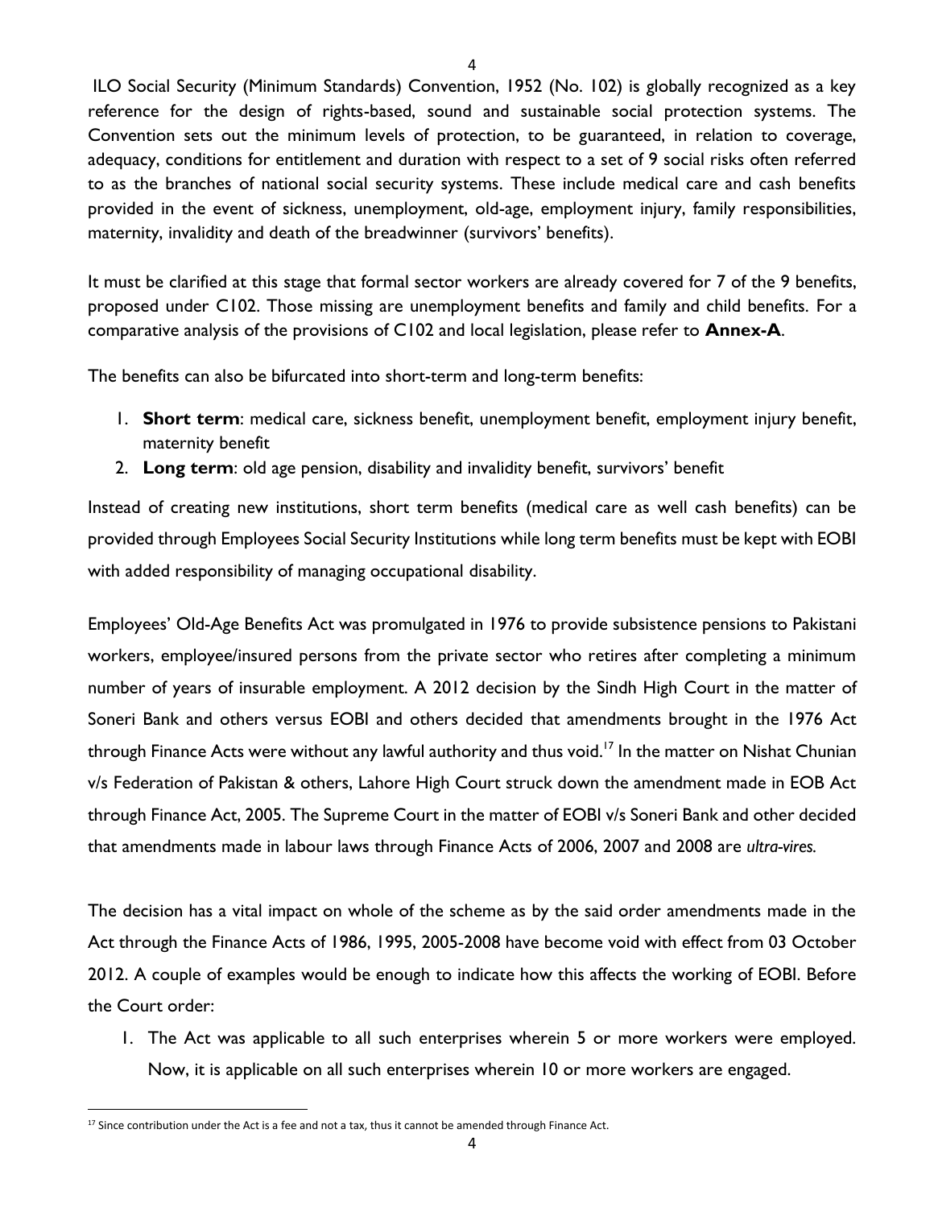ILO Social Security (Minimum Standards) Convention, 1952 (No. 102) is globally recognized as a key reference for the design of rights-based, sound and sustainable social protection systems. The Convention sets out the minimum levels of protection, to be guaranteed, in relation to coverage, adequacy, conditions for entitlement and duration with respect to a set of 9 social risks often referred to as the branches of national social security systems. These include medical care and cash benefits provided in the event of sickness, unemployment, old-age, employment injury, family responsibilities, maternity, invalidity and death of the breadwinner (survivors' benefits).

It must be clarified at this stage that formal sector workers are already covered for 7 of the 9 benefits, proposed under C102. Those missing are unemployment benefits and family and child benefits. For a comparative analysis of the provisions of C102 and local legislation, please refer to **Annex-A**.

The benefits can also be bifurcated into short-term and long-term benefits:

1. **Short term**: medical care, sickness benefit, unemployment benefit, employment injury benefit, maternity benefit
2. **Long term**: old age pension, disability and invalidity benefit, survivors' benefit

Instead of creating new institutions, short term benefits (medical care as well cash benefits) can be provided through Employees Social Security Institutions while long term benefits must be kept with EOBI with added responsibility of managing occupational disability.

Employees' Old-Age Benefits Act was promulgated in 1976 to provide subsistence pensions to Pakistani workers, employee/insured persons from the private sector who retires after completing a minimum number of years of insurable employment. A 2012 decision by the Sindh High Court in the matter of Soneri Bank and others versus EOBI and others decided that amendments brought in the 1976 Act through Finance Acts were without any lawful authority and thus void.[17] In the matter on Nishat Chunian v/s Federation of Pakistan & others, Lahore High Court struck down the amendment made in EOB Act through Finance Act, 2005. The Supreme Court in the matter of EOBI v/s Soneri Bank and other decided that amendments made in labour laws through Finance Acts of 2006, 2007 and 2008 are *ultra-vires.*

The decision has a vital impact on whole of the scheme as by the said order amendments made in the Act through the Finance Acts of 1986, 1995, 2005-2008 have become void with effect from 03 October 2012. A couple of examples would be enough to indicate how this affects the working of EOBI. Before the Court order:

1. The Act was applicable to all such enterprises wherein 5 or more workers were employed. Now, it is applicable on all such enterprises wherein 10 or more workers are engaged.

---

[17] Since contribution under the Act is a fee and not a tax, thus it cannot be amended through Finance Act.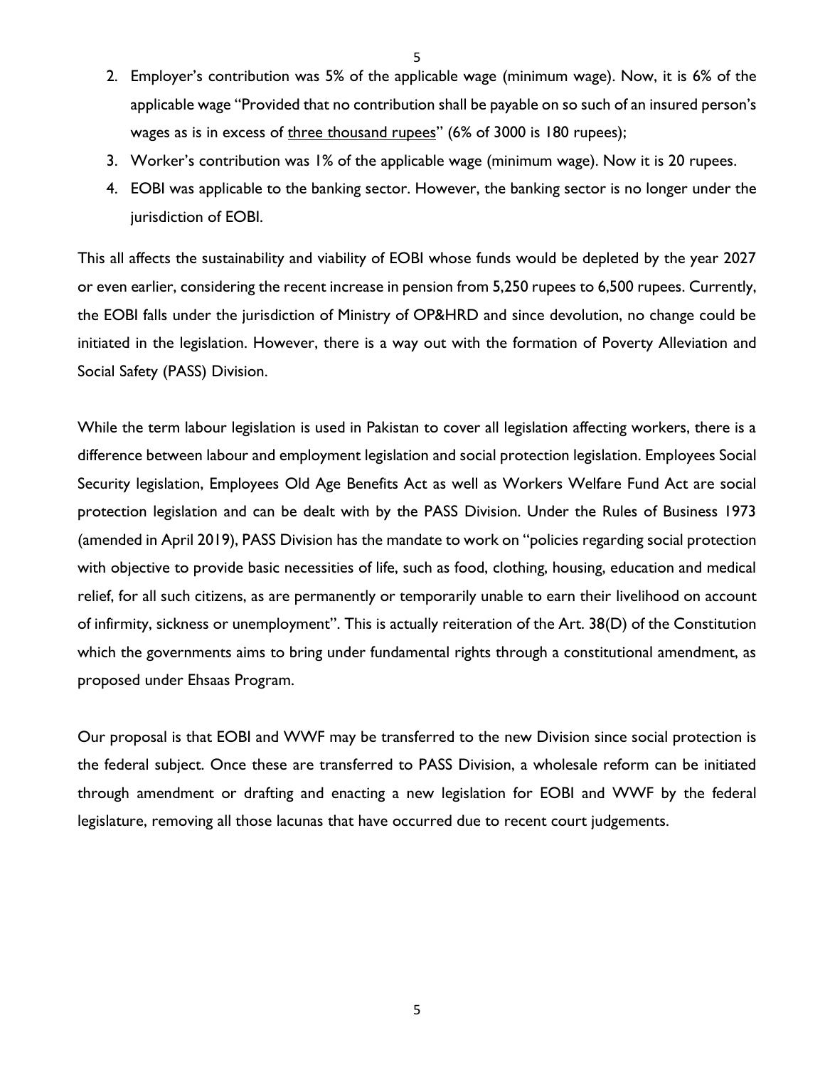2. Employer's contribution was 5% of the applicable wage (minimum wage). Now, it is 6% of the applicable wage "Provided that no contribution shall be payable on so such of an insured person's wages as is in excess of <u>three thousand rupees</u>" (6% of 3000 is 180 rupees);
3. Worker's contribution was 1% of the applicable wage (minimum wage). Now it is 20 rupees.
4. EOBI was applicable to the banking sector. However, the banking sector is no longer under the jurisdiction of EOBI.

This all affects the sustainability and viability of EOBI whose funds would be depleted by the year 2027 or even earlier, considering the recent increase in pension from 5,250 rupees to 6,500 rupees. Currently, the EOBI falls under the jurisdiction of Ministry of OP&HRD and since devolution, no change could be initiated in the legislation. However, there is a way out with the formation of Poverty Alleviation and Social Safety (PASS) Division.

While the term labour legislation is used in Pakistan to cover all legislation affecting workers, there is a difference between labour and employment legislation and social protection legislation. Employees Social Security legislation, Employees Old Age Benefits Act as well as Workers Welfare Fund Act are social protection legislation and can be dealt with by the PASS Division. Under the Rules of Business 1973 (amended in April 2019), PASS Division has the mandate to work on "policies regarding social protection with objective to provide basic necessities of life, such as food, clothing, housing, education and medical relief, for all such citizens, as are permanently or temporarily unable to earn their livelihood on account of infirmity, sickness or unemployment". This is actually reiteration of the Art. 38(D) of the Constitution which the governments aims to bring under fundamental rights through a constitutional amendment, as proposed under Ehsaas Program.

Our proposal is that EOBI and WWF may be transferred to the new Division since social protection is the federal subject. Once these are transferred to PASS Division, a wholesale reform can be initiated through amendment or drafting and enacting a new legislation for EOBI and WWF by the federal legislature, removing all those lacunas that have occurred due to recent court judgements.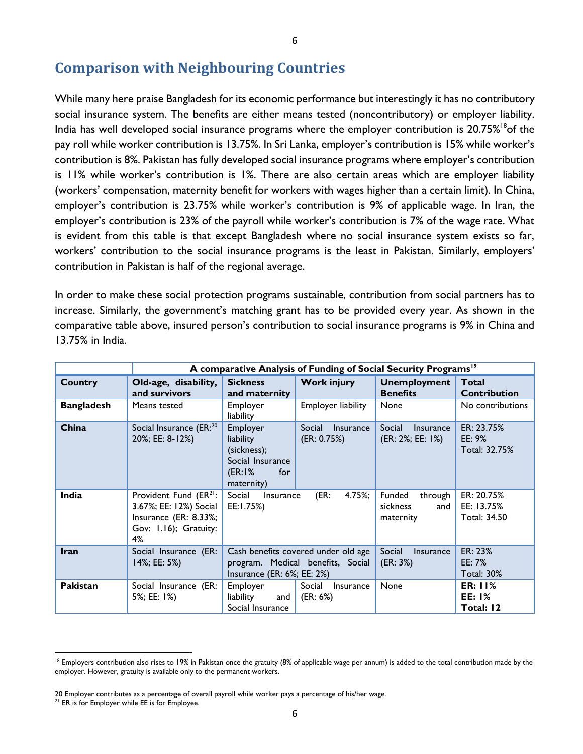## Comparison with Neighbouring Countries

While many here praise Bangladesh for its economic performance but interestingly it has no contributory social insurance system. The benefits are either means tested (noncontributory) or employer liability. India has well developed social insurance programs where the employer contribution is 20.75%[18] of the pay roll while worker contribution is 13.75%. In Sri Lanka, employer's contribution is 15% while worker's contribution is 8%. Pakistan has fully developed social insurance programs where employer's contribution is 11% while worker's contribution is 1%. There are also certain areas which are employer liability (workers' compensation, maternity benefit for workers with wages higher than a certain limit). In China, employer's contribution is 23.75% while worker's contribution is 9% of applicable wage. In Iran, the employer's contribution is 23% of the payroll while worker's contribution is 7% of the wage rate. What is evident from this table is that except Bangladesh where no social insurance system exists so far, workers' contribution to the social insurance programs is the least in Pakistan. Similarly, employers' contribution in Pakistan is half of the regional average.

In order to make these social protection programs sustainable, contribution from social partners has to increase. Similarly, the government's matching grant has to be provided every year. As shown in the comparative table above, insured person's contribution to social insurance programs is 9% in China and 13.75% in India.

| | **A comparative Analysis of Funding of Social Security Programs[19]** | | | | |
|---|---|---|---|---|---|
| **Country** | **Old-age, disability, and survivors** | **Sickness and maternity** | **Work injury** | **Unemployment Benefits** | **Total Contribution** |
| **Bangladesh** | Means tested | Employer liability | Employer liability | None | No contributions |
| **China** | Social Insurance (ER:[20] 20%; EE: 8-12%) | Employer liability (sickness); Social Insurance (ER:1% for maternity) | Social Insurance (ER: 0.75%) | Social Insurance (ER: 2%; EE: 1%) | ER: 23.75% EE: 9% Total: 32.75% |
| **India** | Provident Fund (ER[21]: 3.67%; EE: 12%) Social Insurance (ER: 8.33%; Gov: 1.16); Gratuity: 4% | Social Insurance (ER: 4.75%; EE:1.75%) | | Funded through sickness and maternity | ER: 20.75% EE: 13.75% Total: 34.50 |
| **Iran** | Social Insurance (ER: 14%; EE: 5%) | Cash benefits covered under old age program. Medical benefits, Social Insurance (ER: 6%; EE: 2%) | | Social Insurance (ER: 3%) | ER: 23% EE: 7% Total: 30% |
| **Pakistan** | Social Insurance (ER: 5%; EE: 1%) | Employer liability and Social Insurance | Social Insurance (ER: 6%) | None | **ER: 11%** **EE: 1%** **Total: 12** |

[18] Employers contribution also rises to 19% in Pakistan once the gratuity (8% of applicable wage per annum) is added to the total contribution made by the employer. However, gratuity is available only to the permanent workers.

20 Employer contributes as a percentage of overall payroll while worker pays a percentage of his/her wage.

[21] ER is for Employer while EE is for Employee.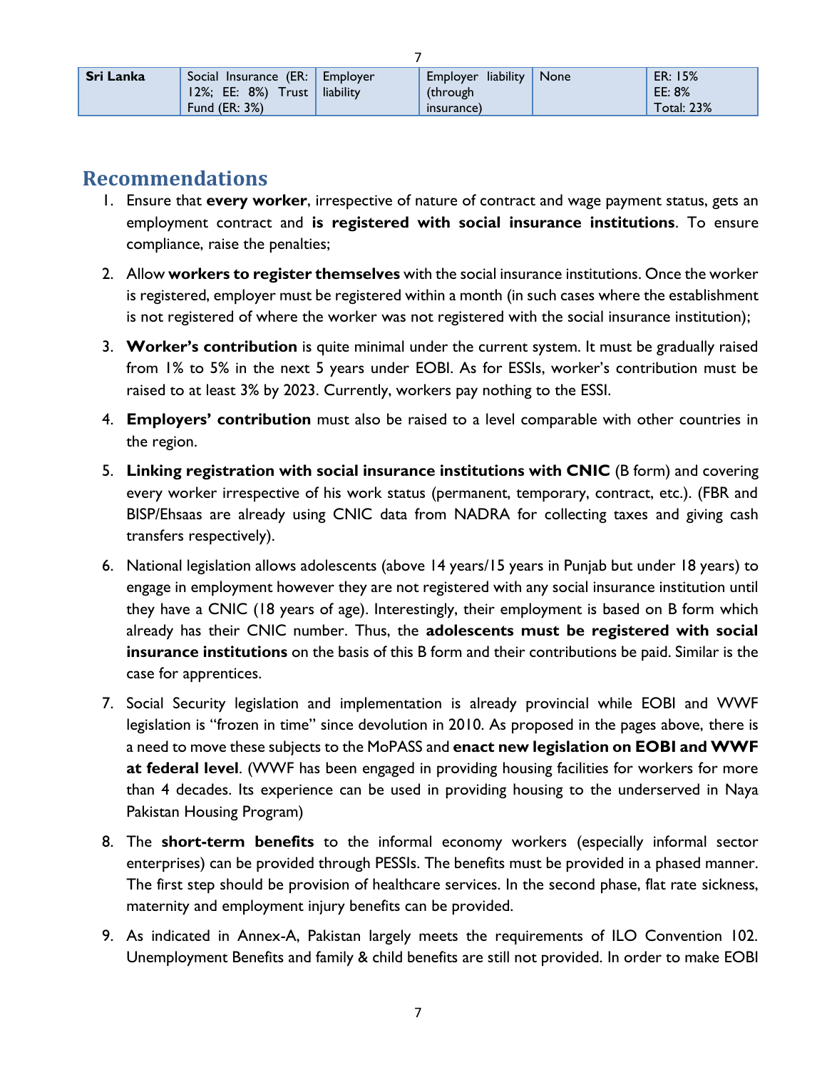| Sri Lanka | Social Insurance (ER: 12%; EE: 8%) Trust Fund (ER: 3%) | Employer liability | Employer liability (through insurance) | None | ER: 15%<br>EE: 8%<br>Total: 23% |
|---|---|---|---|---|---|

## Recommendations

1. Ensure that **every worker**, irrespective of nature of contract and wage payment status, gets an employment contract and **is registered with social insurance institutions**. To ensure compliance, raise the penalties;
2. Allow **workers to register themselves** with the social insurance institutions. Once the worker is registered, employer must be registered within a month (in such cases where the establishment is not registered of where the worker was not registered with the social insurance institution);
3. **Worker's contribution** is quite minimal under the current system. It must be gradually raised from 1% to 5% in the next 5 years under EOBI. As for ESSIs, worker's contribution must be raised to at least 3% by 2023. Currently, workers pay nothing to the ESSI.
4. **Employers' contribution** must also be raised to a level comparable with other countries in the region.
5. **Linking registration with social insurance institutions with CNIC** (B form) and covering every worker irrespective of his work status (permanent, temporary, contract, etc.). (FBR and BISP/Ehsaas are already using CNIC data from NADRA for collecting taxes and giving cash transfers respectively).
6. National legislation allows adolescents (above 14 years/15 years in Punjab but under 18 years) to engage in employment however they are not registered with any social insurance institution until they have a CNIC (18 years of age). Interestingly, their employment is based on B form which already has their CNIC number. Thus, the **adolescents must be registered with social insurance institutions** on the basis of this B form and their contributions be paid. Similar is the case for apprentices.
7. Social Security legislation and implementation is already provincial while EOBI and WWF legislation is "frozen in time" since devolution in 2010. As proposed in the pages above, there is a need to move these subjects to the MoPASS and **enact new legislation on EOBI and WWF at federal level**. (WWF has been engaged in providing housing facilities for workers for more than 4 decades. Its experience can be used in providing housing to the underserved in Naya Pakistan Housing Program)
8. The **short-term benefits** to the informal economy workers (especially informal sector enterprises) can be provided through PESSIs. The benefits must be provided in a phased manner. The first step should be provision of healthcare services. In the second phase, flat rate sickness, maternity and employment injury benefits can be provided.
9. As indicated in Annex-A, Pakistan largely meets the requirements of ILO Convention 102. Unemployment Benefits and family & child benefits are still not provided. In order to make EOBI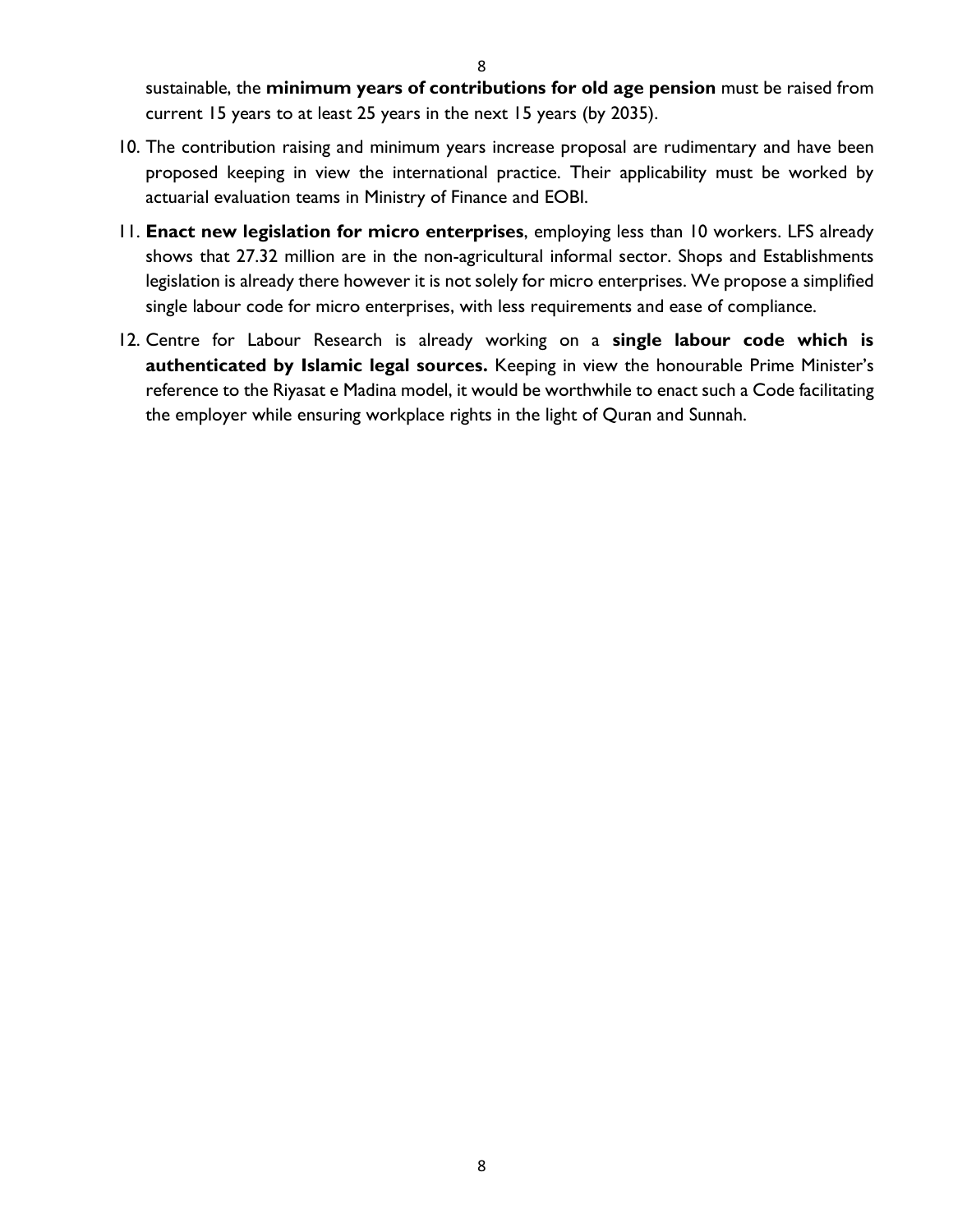sustainable, the **minimum years of contributions for old age pension** must be raised from current 15 years to at least 25 years in the next 15 years (by 2035).

10. The contribution raising and minimum years increase proposal are rudimentary and have been proposed keeping in view the international practice. Their applicability must be worked by actuarial evaluation teams in Ministry of Finance and EOBI.
11. **Enact new legislation for micro enterprises**, employing less than 10 workers. LFS already shows that 27.32 million are in the non-agricultural informal sector. Shops and Establishments legislation is already there however it is not solely for micro enterprises. We propose a simplified single labour code for micro enterprises, with less requirements and ease of compliance.
12. Centre for Labour Research is already working on a **single labour code which is authenticated by Islamic legal sources.** Keeping in view the honourable Prime Minister's reference to the Riyasat e Madina model, it would be worthwhile to enact such a Code facilitating the employer while ensuring workplace rights in the light of Quran and Sunnah.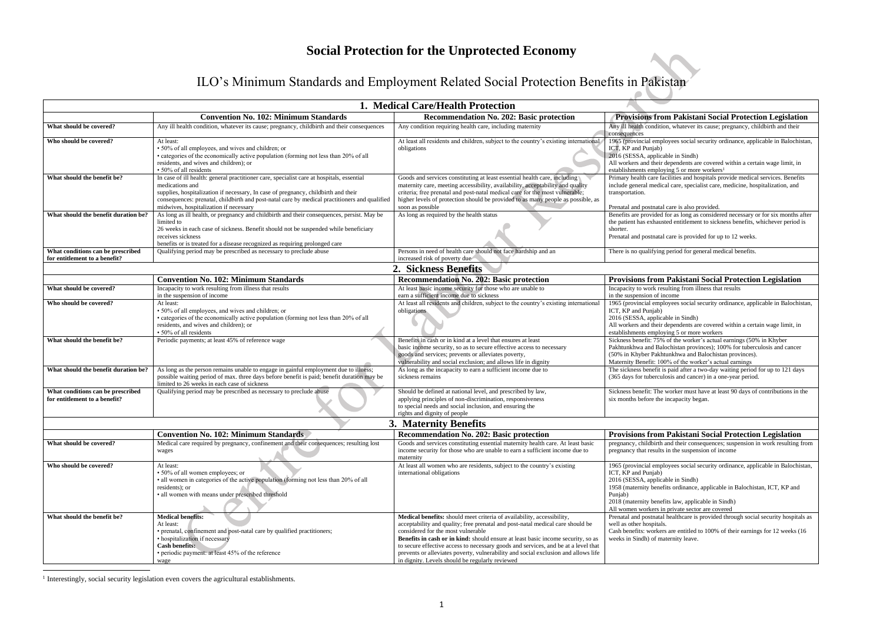# Social Protection for the Unprotected Economy

## ILO's Minimum Standards and Employment Related Social Protection Benefits in Pakistan

| 1. Medical Care/Health Protection | | | |
|---|---|---|---|
| | **Convention No. 102: Minimum Standards** | **Recommendation No. 202: Basic protection** | **Provisions from Pakistani Social Protection Legislation** |
| **What should be covered?** | Any ill health condition, whatever its cause; pregnancy, childbirth and their consequences | Any condition requiring health care, including maternity | Any ill health condition, whatever its cause; pregnancy, childbirth and their consequences |
| **Who should be covered?** | At least:<br>• 50% of all employees, and wives and children; or<br>• categories of the economically active population (forming not less than 20% of all residents, and wives and children); or<br>• 50% of all residents | At least all residents and children, subject to the country's existing international obligations | 1965 (provincial employees social security ordinance, applicable in Balochistan, ICT, KP and Punjab)<br>2016 (SESSA, applicable in Sindh)<br>All workers and their dependents are covered within a certain wage limit, in establishments employing 5 or more workers[1] |
| **What should the benefit be?** | In case of ill health: general practitioner care, specialist care at hospitals, essential medications and supplies, hospitalization if necessary, In case of pregnancy, childbirth and their consequences: prenatal, childbirth and post-natal care by medical practitioners and qualified midwives, hospitalization if necessary | Goods and services constituting at least essential health care, including maternity care, meeting accessibility, availability, acceptability and quality criteria; free prenatal and post-natal medical care for the most vulnerable; higher levels of protection should be provided to as many people as possible, as soon as possible | Primary health care facilities and hospitals provide medical services. Benefits include general medical care, specialist care, medicine, hospitalization, and transportation.<br><br>Prenatal and postnatal care is also provided. |
| **What should the benefit duration be?** | As long as ill health, or pregnancy and childbirth and their consequences, persist. May be limited to 26 weeks in each case of sickness. Benefit should not be suspended while beneficiary receives sickness benefits or is treated for a disease recognized as requiring prolonged care | As long as required by the health status | Benefits are provided for as long as is considered necessary or for six months after the patient has exhausted entitlement to sickness benefits, whichever period is shorter.<br>Prenatal and postnatal care is provided for up to 12 weeks. |
| **What conditions can be prescribed for entitlement to a benefit?** | Qualifying period may be prescribed as necessary to preclude abuse | Persons in need of health care should not face hardship and an increased risk of poverty due | There is no qualifying period for general medical benefits. |
| **2. Sickness Benefits** | | | |
| | **Convention No. 102: Minimum Standards** | **Recommendation No. 202: Basic protection** | **Provisions from Pakistani Social Protection Legislation** |
| **What should be covered?** | Incapacity to work resulting from illness that results in the suspension of income | At least basic income security for those who are unable to earn a sufficient income due to sickness | Incapacity to work resulting from illness that results in the suspension of income |
| **Who should be covered?** | At least:<br>• 50% of all employees, and wives and children; or<br>• categories of the economically active population (forming not less than 20% of all residents, and wives and children); or<br>• 50% of all residents | At least all residents and children, subject to the country's existing international obligations | 1965 (provincial employees social security ordinance, applicable in Balochistan, ICT, KP and Punjab)<br>2016 (SESSA, applicable in Sindh)<br>All workers and their dependents are covered within a certain wage limit, in establishments employing 5 or more workers |
| **What should the benefit be?** | Periodic payments; at least 45% of reference wage | Benefits in cash or in kind at a level that ensures at least basic income security, so as to secure effective access to necessary goods and services; prevents or alleviates poverty, vulnerability and social exclusion; and allows life in dignity | Sickness benefit: 75% of the worker's actual earnings (50% in Khyber Pakhtunkhwa and Balochistan provinces); 100% for tuberculosis and cancer (50% in Khyber Pakhtunkhwa and Balochistan provinces).<br>Maternity Benefit: 100% of the worker's actual earnings |
| **What should the benefit duration be?** | As long as the person remains unable to engage in gainful employment due to illness; possible waiting period of max. three days before benefit is paid; benefit duration may be limited to 26 weeks in each case of sickness | As long as the incapacity to earn a sufficient income due to sickness remains | The sickness benefit is paid after a two-day waiting period for up to 121 days (365 days for tuberculosis and cancer) in a one-year period. |
| **What conditions can be prescribed for entitlement to a benefit?** | Qualifying period may be prescribed as necessary to preclude abuse | Should be defined at national level, and prescribed by law, applying principles of non-discrimination, responsiveness to special needs and social inclusion, and ensuring the rights and dignity of people | Sickness benefit: The worker must have at least 90 days of contributions in the six months before the incapacity began. |
| **3. Maternity Benefits** | | | |
| | **Convention No. 102: Minimum Standards** | **Recommendation No. 202: Basic protection** | **Provisions from Pakistani Social Protection Legislation** |
| **What should be covered?** | Medical care required by pregnancy, confinement and their consequences; resulting lost wages | Goods and services constituting essential maternity health care. At least basic income security for those who are unable to earn a sufficient income due to maternity | pregnancy, childbirth and their consequences; suspension in work resulting from pregnancy that results in the suspension of income |
| **Who should be covered?** | At least:<br>• 50% of all women employees; or<br>• all women in categories of the active population (forming not less than 20% of all residents); or<br>• all women with means under prescribed threshold | At least all women who are residents, subject to the country's existing international obligations | 1965 (provincial employees social security ordinance, applicable in Balochistan, ICT, KP and Punjab)<br>2016 (SESSA, applicable in Sindh)<br>1958 (maternity benefits ordinance, applicable in Balochistan, ICT, KP and Punjab)<br>2018 (maternity benefits law, applicable in Sindh)<br>All women workers in private sector are covered |
| **What should the benefit be?** | **Medical benefits:**<br>At least:<br>• prenatal, confinement and post-natal care by qualified practitioners;<br>• hospitalization if necessary<br>**Cash benefits:**<br>• periodic payment: at least 45% of the reference wage | **Medical benefits:** should meet criteria of availability, accessibility, acceptability and quality; free prenatal and post-natal medical care should be considered for the most vulnerable<br>**Benefits in cash or in kind:** should ensure at least basic income security, so as to secure effective access to necessary goods and services, and be at a level that prevents or alleviates poverty, vulnerability and social exclusion and allows life in dignity. Levels should be regularly reviewed | Prenatal and postnatal healthcare is provided through social security hospitals as well as other hospitals.<br>Cash benefits: workers are entitled to 100% of their earnings for 12 weeks (16 weeks in Sindh) of maternity leave. |

[1] Interestingly, social security legislation even covers the agricultural establishments.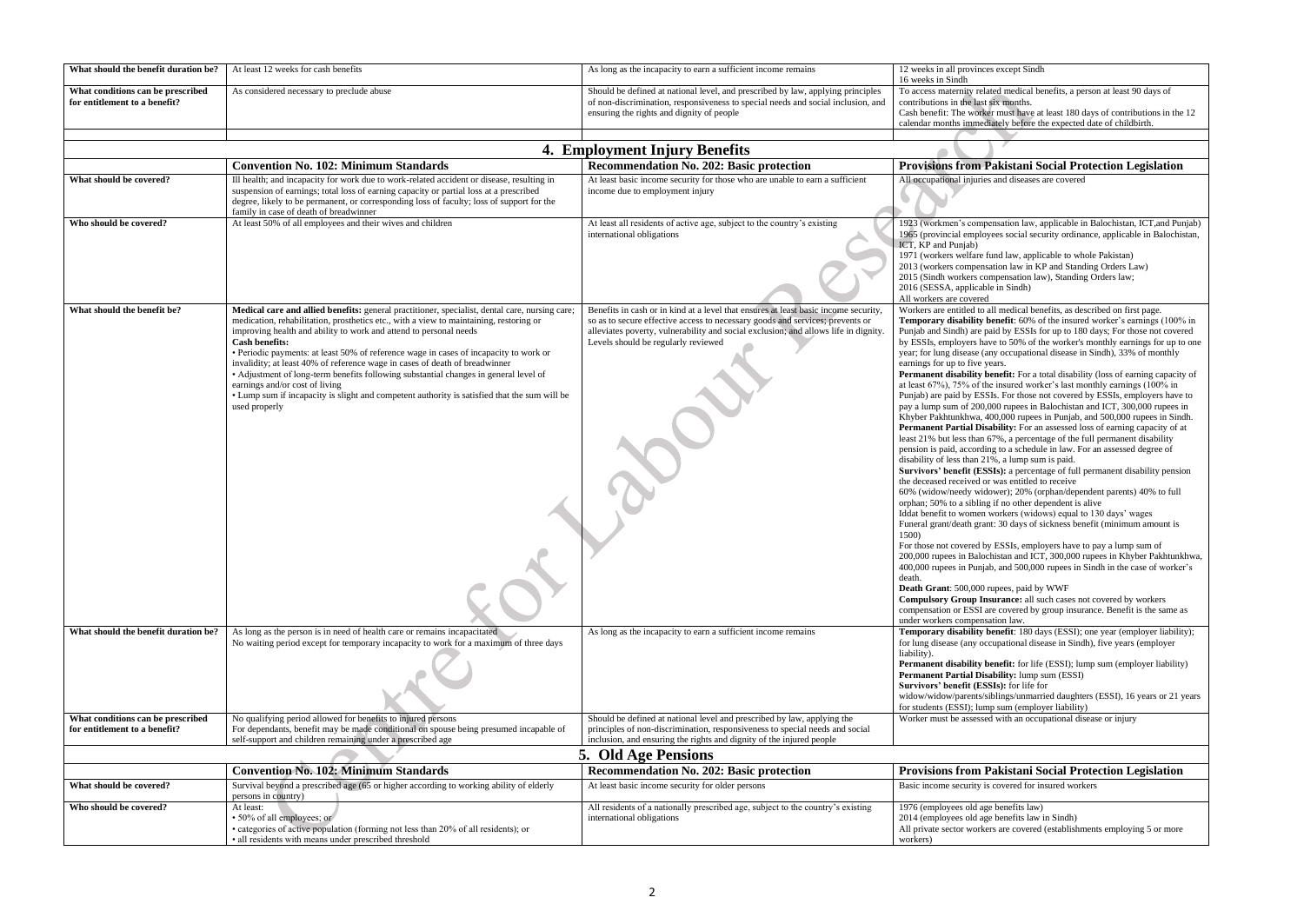| What should the benefit duration be? | At least 12 weeks for cash benefits | As long as the incapacity to earn a sufficient income remains | 12 weeks in all provinces except Sindh<br>16 weeks in Sindh |
|---|---|---|---|
| What conditions can be prescribed for entitlement to a benefit? | As considered necessary to preclude abuse | Should be defined at national level, and prescribed by law, applying principles of non-discrimination, responsiveness to special needs and social inclusion, and ensuring the rights and dignity of people | To access maternity related medical benefits, a person at least 90 days of contributions in the last six months.<br>Cash benefit: The worker must have at least 180 days of contributions in the 12 calendar months immediately before the expected date of childbirth. |

## 4. Employment Injury Benefits

| | Convention No. 102: Minimum Standards | Recommendation No. 202: Basic protection | Provisions from Pakistani Social Protection Legislation |
|---|---|---|---|
| What should be covered? | Ill health; and incapacity for work due to work-related accident or disease, resulting in suspension of earnings; total loss of earning capacity or partial loss at a prescribed degree, likely to be permanent, or corresponding loss of faculty; loss of support for the family in case of death of breadwinner | At least basic income security for those who are unable to earn a sufficient income due to employment injury | All occupational injuries and diseases are covered |
| Who should be covered? | At least 50% of all employees and their wives and children | At least all residents of active age, subject to the country's existing international obligations | 1923 (workmen's compensation law, applicable in Balochistan, ICT,and Punjab)<br>1965 (provincial employees social security ordinance, applicable in Balochistan, ICT, KP and Punjab)<br>1971 (workers welfare fund law, applicable to whole Pakistan)<br>2013 (workers compensation law in KP and Standing Orders Law)<br>2015 (Sindh workers compensation law), Standing Orders law;<br>2016 (SESSA, applicable in Sindh)<br>All workers are covered |
| What should the benefit be? | **Medical care and allied benefits:** general practitioner, specialist, dental care, nursing care; medication, rehabilitation, prosthetics etc., with a view to maintaining, restoring or improving health and ability to work and attend to personal needs<br>**Cash benefits:**<br>• Periodic payments: at least 50% of reference wage in cases of incapacity to work or invalidity; at least 40% of reference wage in cases of death of breadwinner<br>• Adjustment of long-term benefits following substantial changes in general level of earnings and/or cost of living<br>• Lump sum if incapacity is slight and competent authority is satisfied that the sum will be used properly | Benefits in cash or in kind at a level that ensures at least basic income security, so as to secure effective access to necessary goods and services; prevents or alleviates poverty, vulnerability and social exclusion; and allows life in dignity. Levels should be regularly reviewed | Workers are entitled to all medical benefits, as described on first page.<br>**Temporary disability benefit**: 60% of the insured worker's earnings (100% in Punjab and Sindh) are paid by ESSIs for up to 180 days; For those not covered by ESSIs, employers have to 50% of the worker's monthly earnings for up to one year; for lung disease (any occupational disease in Sindh), 33% of monthly earnings for up to five years.<br>**Permanent disability benefit:** For a total disability (loss of earning capacity of at least 67%), 75% of the insured worker's last monthly earnings (100% in Punjab) are paid by ESSIs. For those not covered by ESSIs, employers have to pay a lump sum of 200,000 rupees in Balochistan and ICT, 300,000 rupees in Khyber Pakhtunkhwa, 400,000 rupees in Punjab, and 500,000 rupees in Sindh.<br>**Permanent Partial Disability:** For an assessed loss of earning capacity of at least 21% but less than 67%, a percentage of the full permanent disability pension is paid, according to a schedule in law. For an assessed degree of disability of less than 21%, a lump sum is paid.<br>**Survivors' benefit (ESSIs):** a percentage of full permanent disability pension the deceased received or was entitled to receive<br>60% (widow/needy widower); 20% (orphan/dependent parents) 40% to full orphan; 50% to a sibling if no other dependent is alive<br>Iddat benefit to women workers (widows) equal to 130 days' wages<br>Funeral grant/death grant: 30 days of sickness benefit (minimum amount is 1500)<br>For those not covered by ESSIs, employers have to pay a lump sum of 200,000 rupees in Balochistan and ICT, 300,000 rupees in Khyber Pakhtunkhwa, 400,000 rupees in Punjab, and 500,000 rupees in Sindh in the case of worker's death.<br>**Death Grant**: 500,000 rupees, paid by WWF<br>**Compulsory Group Insurance:** all such cases not covered by workers compensation or ESSI are covered by group insurance. Benefit is the same as under workers compensation law. |
| What should the benefit duration be? | As long as the person is in need of health care or remains incapacitated<br>No waiting period except for temporary incapacity to work for a maximum of three days | As long as the incapacity to earn a sufficient income remains | **Temporary disability benefit**: 180 days (ESSI); one year (employer liability); for lung disease (any occupational disease in Sindh), five years (employer liability).<br>**Permanent disability benefit:** for life (ESSI); lump sum (employer liability)<br>**Permanent Partial Disability:** lump sum (ESSI)<br>**Survivors' benefit (ESSIs):** for life for widow/widow/parents/siblings/unmarried daughters (ESSI), 16 years or 21 years for students (ESSI); lump sum (employer liability) |
| What conditions can be prescribed for entitlement to a benefit? | No qualifying period allowed for benefits to injured persons<br>For dependants, benefit may be made conditional on spouse being presumed incapable of self-support and children remaining under a prescribed age | Should be defined at national level and prescribed by law, applying the principles of non-discrimination, responsiveness to special needs and social inclusion, and ensuring the rights and dignity of the injured people | Worker must be assessed with an occupational disease or injury |

## 5. Old Age Pensions

| | Convention No. 102: Minimum Standards | Recommendation No. 202: Basic protection | Provisions from Pakistani Social Protection Legislation |
|---|---|---|---|
| What should be covered? | Survival beyond a prescribed age (65 or higher according to working ability of elderly persons in country) | At least basic income security for older persons | Basic income security is covered for insured workers |
| Who should be covered? | At least:<br>• 50% of all employees; or<br>• categories of active population (forming not less than 20% of all residents); or<br>• all residents with means under prescribed threshold | All residents of a nationally prescribed age, subject to the country's existing international obligations | 1976 (employees old age benefits law)<br>2014 (employees old age benefits law in Sindh)<br>All private sector workers are covered (establishments employing 5 or more workers) |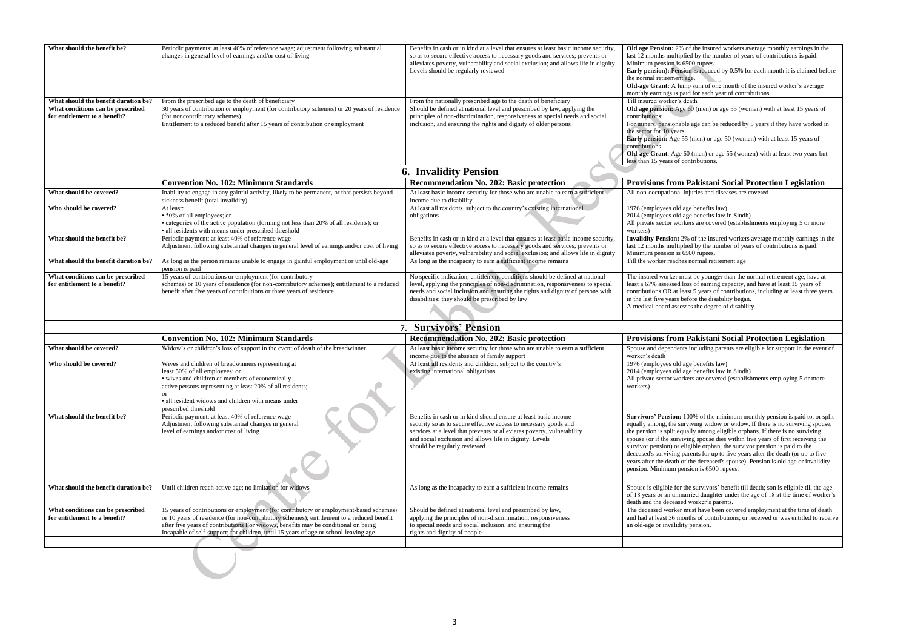| | | | |
|---|---|---|---|
| **What should the benefit be?** | Periodic payments: at least 40% of reference wage; adjustment following substantial changes in general level of earnings and/or cost of living | Benefits in cash or in kind at a level that ensures at least basic income security, so as to secure effective access to necessary goods and services; prevents or alleviates poverty, vulnerability and social exclusion; and allows life in dignity. Levels should be regularly reviewed | **Old age Pension:** 2% of the insured workers average monthly earnings in the last 12 months multiplied by the number of years of contributions is paid. Minimum pension is 6500 rupees. **Early pension):** Pension is reduced by 0.5% for each month it is claimed before the normal retirement age. **Old-age Grant:** A lump sum of one month of the insured worker's average monthly earnings is paid for each year of contributions. |
| **What should the benefit duration be?** | From the prescribed age to the death of beneficiary | From the nationally prescribed age to the death of beneficiary | Till insured worker's death |
| **What conditions can be prescribed for entitlement to a benefit?** | 30 years of contribution or employment (for contributory schemes) or 20 years of residence (for noncontributory schemes) Entitlement to a reduced benefit after 15 years of contribution or employment | Should be defined at national level and prescribed by law, applying the principles of non-discrimination, responsiveness to special needs and social inclusion, and ensuring the rights and dignity of older persons | **Old age pension:** Age 60 (men) or age 55 (women) with at least 15 years of contributions; For miners, pensionable age can be reduced by 5 years if they have worked in the sector for 10 years. **Early pension:** Age 55 (men) or age 50 (women) with at least 15 years of contributions. **Old-age Grant**: Age 60 (men) or age 55 (women) with at least two years but less than 15 years of contributions. |

## 6. Invalidity Pension

| | Convention No. 102: Minimum Standards | Recommendation No. 202: Basic protection | Provisions from Pakistani Social Protection Legislation |
|---|---|---|---|
| **What should be covered?** | Inability to engage in any gainful activity, likely to be permanent, or that persists beyond sickness benefit (total invalidity) | At least basic income security for those who are unable to earn a sufficient income due to disability | All non-occupational injuries and diseases are covered |
| **Who should be covered?** | At least: • 50% of all employees; or • categories of the active population (forming not less than 20% of all residents); or • all residents with means under prescribed threshold | At least all residents, subject to the country's existing international obligations | 1976 (employees old age benefits law) 2014 (employees old age benefits law in Sindh) All private sector workers are covered (establishments employing 5 or more workers) |
| **What should the benefit be?** | Periodic payment: at least 40% of reference wage Adjustment following substantial changes in general level of earnings and/or cost of living | Benefits in cash or in kind at a level that ensures at least basic income security, so as to secure effective access to necessary goods and services; prevents or alleviates poverty, vulnerability and social exclusion; and allows life in dignity | **Invalidity Pension:** 2% of the insured workers average monthly earnings in the last 12 months multiplied by the number of years of contributions is paid. Minimum pension is 6500 rupees. |
| **What should the benefit duration be?** | As long as the person remains unable to engage in gainful employment or until old-age pension is paid | As long as the incapacity to earn a sufficient income remains | Till the worker reaches normal retirement age |
| **What conditions can be prescribed for entitlement to a benefit?** | 15 years of contributions or employment (for contributory schemes) or 10 years of residence (for non-contributory schemes); entitlement to a reduced benefit after five years of contributions or three years of residence | No specific indication; entitlement conditions should be defined at national level, applying the principles of non-discrimination, responsiveness to special needs and social inclusion and ensuring the rights and dignity of persons with disabilities; they should be prescribed by law | The insured worker must be younger than the normal retirement age, have at least a 67% assessed loss of earning capacity, and have at least 15 years of contributions OR at least 5 years of contributions, including at least three years in the last five years before the disability began. A medical board assesses the degree of disability. |

## 7. Survivors' Pension

| | Convention No. 102: Minimum Standards | Recommendation No. 202: Basic protection | Provisions from Pakistani Social Protection Legislation |
|---|---|---|---|
| **What should be covered?** | Widow's or children's loss of support in the event of death of the breadwinner | At least basic income security for those who are unable to earn a sufficient income due to the absence of family support | Spouse and dependents including parents are eligible for support in the event of worker's death |
| **Who should be covered?** | Wives and children of breadwinners representing at least 50% of all employees; or • wives and children of members of economically active persons representing at least 20% of all residents; or • all resident widows and children with means under prescribed threshold | At least all residents and children, subject to the country's existing international obligations | 1976 (employees old age benefits law) 2014 (employees old age benefits law in Sindh) All private sector workers are covered (establishments employing 5 or more workers) |
| **What should the benefit be?** | Periodic payment: at least 40% of reference wage Adjustment following substantial changes in general level of earnings and/or cost of living | Benefits in cash or in kind should ensure at least basic income security so as to secure effective access to necessary goods and services at a level that prevents or alleviates poverty, vulnerability and social exclusion and allows life in dignity. Levels should be regularly reviewed | **Survivors' Pension:** 100% of the minimum monthly pension is paid to, or split equally among, the surviving widow or widow. If there is no surviving spouse, the pension is split equally among eligible orphans. If there is no surviving spouse (or if the surviving spouse dies within five years of first receiving the survivor pension) or eligible orphan, the survivor pension is paid to the deceased's surviving parents for up to five years after the death (or up to five years after the death of the deceased's spouse). Pension is old age or invalidity pension. Minimum pension is 6500 rupees. |
| **What should the benefit duration be?** | Until children reach active age; no limitation for widows | As long as the incapacity to earn a sufficient income remains | Spouse is eligible for the survivors' benefit till death; son is eligible till the age of 18 years or an unmarried daughter under the age of 18 at the time of worker's death and the deceased worker's parents. |
| **What conditions can be prescribed for entitlement to a benefit?** | 15 years of contributions or employment (for contributory or employment-based schemes) or 10 years of residence (for non-contributory schemes); entitlement to a reduced benefit after five years of contributions For widows, benefits may be conditional on being Incapable of self-support; for children, until 15 years of age or school-leaving age | Should be defined at national level and prescribed by law, applying the principles of non-discrimination, responsiveness to special needs and social inclusion, and ensuring the rights and dignity of people | The deceased worker must have been covered employment at the time of death and had at least 36 months of contributions; or received or was entitled to receive an old-age or invalidity pension. |